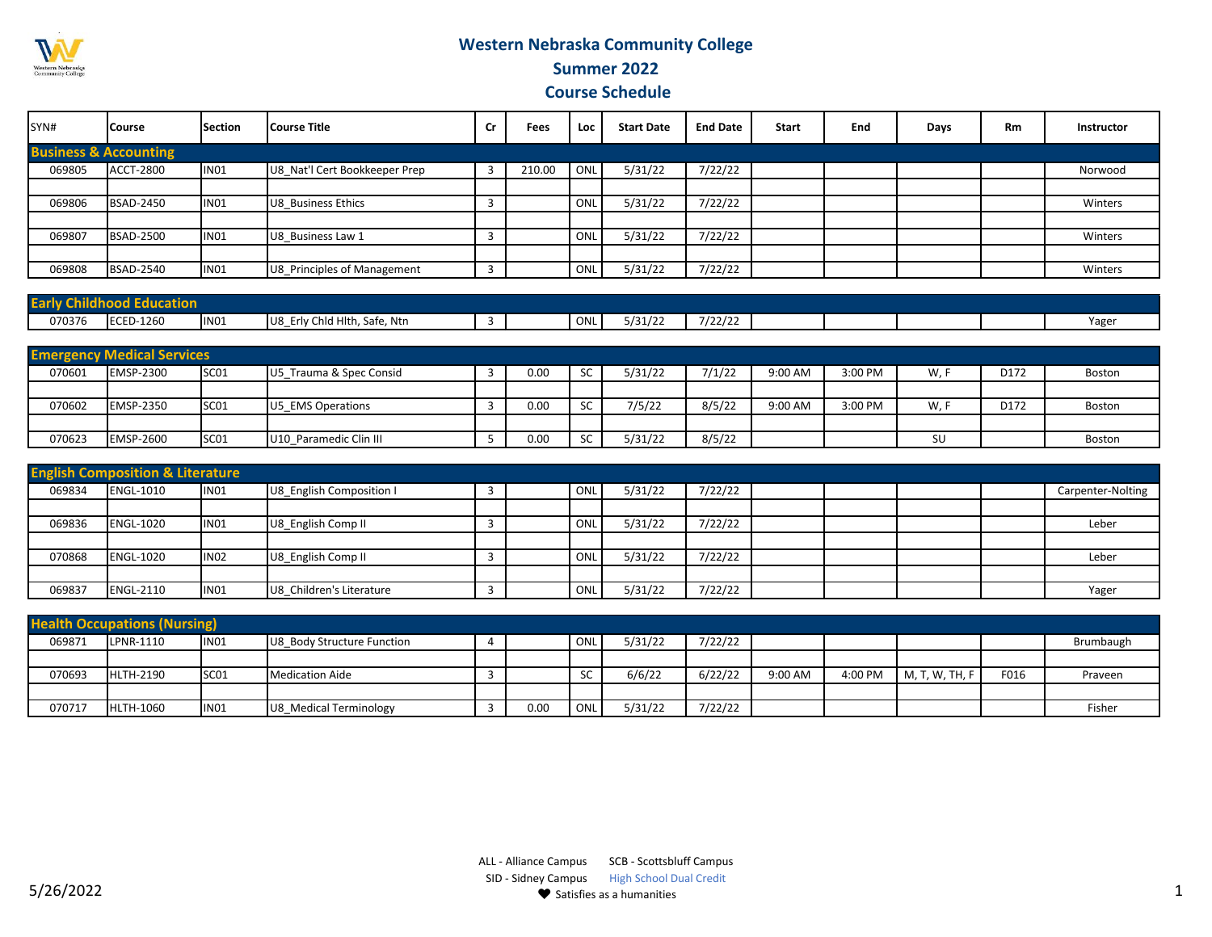# Western Nebraska Community College

## Summer 2022

## Course Schedule

| SYN# | Course | Section | Course Title | Cr | Fees | Loc | Start Date | End Date | Start | End | Days | Rm | Instructor |
|---|---|---|---|---|---|---|---|---|---|---|---|---|---|
| **Business & Accounting** | | | | | | | | | | | | | |
| 069805 | ACCT-2800 | IN01 | U8_Nat'l Cert Bookkeeper Prep | 3 | 210.00 | ONL | 5/31/22 | 7/22/22 | | | | | Norwood |
| 069806 | BSAD-2450 | IN01 | U8_Business Ethics | 3 | | ONL | 5/31/22 | 7/22/22 | | | | | Winters |
| 069807 | BSAD-2500 | IN01 | U8_Business Law 1 | 3 | | ONL | 5/31/22 | 7/22/22 | | | | | Winters |
| 069808 | BSAD-2540 | IN01 | U8_Principles of Management | 3 | | ONL | 5/31/22 | 7/22/22 | | | | | Winters |
| **Early Childhood Education** | | | | | | | | | | | | | |
| 070376 | ECED-1260 | IN01 | U8_Erly Chld Hlth, Safe, Ntn | 3 | | ONL | 5/31/22 | 7/22/22 | | | | | Yager |
| **Emergency Medical Services** | | | | | | | | | | | | | |
| 070601 | EMSP-2300 | SC01 | U5_Trauma & Spec Consid | 3 | 0.00 | SC | 5/31/22 | 7/1/22 | 9:00 AM | 3:00 PM | W, F | D172 | Boston |
| 070602 | EMSP-2350 | SC01 | U5_EMS Operations | 3 | 0.00 | SC | 7/5/22 | 8/5/22 | 9:00 AM | 3:00 PM | W, F | D172 | Boston |
| 070623 | EMSP-2600 | SC01 | U10_Paramedic Clin III | 5 | 0.00 | SC | 5/31/22 | 8/5/22 | | | SU | | Boston |
| **English Composition & Literature** | | | | | | | | | | | | | |
| 069834 | ENGL-1010 | IN01 | U8_English Composition I | 3 | | ONL | 5/31/22 | 7/22/22 | | | | | Carpenter-Nolting |
| 069836 | ENGL-1020 | IN01 | U8_English Comp II | 3 | | ONL | 5/31/22 | 7/22/22 | | | | | Leber |
| 070868 | ENGL-1020 | IN02 | U8_English Comp II | 3 | | ONL | 5/31/22 | 7/22/22 | | | | | Leber |
| 069837 | ENGL-2110 | IN01 | U8_Children's Literature | 3 | | ONL | 5/31/22 | 7/22/22 | | | | | Yager |
| **Health Occupations (Nursing)** | | | | | | | | | | | | | |
| 069871 | LPNR-1110 | IN01 | U8_Body Structure Function | 4 | | ONL | 5/31/22 | 7/22/22 | | | | | Brumbaugh |
| 070693 | HLTH-2190 | SC01 | Medication Aide | 3 | | SC | 6/6/22 | 6/22/22 | 9:00 AM | 4:00 PM | M, T, W, TH, F | F016 | Praveen |
| 070717 | HLTH-1060 | IN01 | U8_Medical Terminology | 3 | 0.00 | ONL | 5/31/22 | 7/22/22 | | | | | Fisher |

ALL - Alliance Campus SCB - Scottsbluff Campus
SID - Sidney Campus High School Dual Credit
♥ Satisfies as a humanities

5/26/2022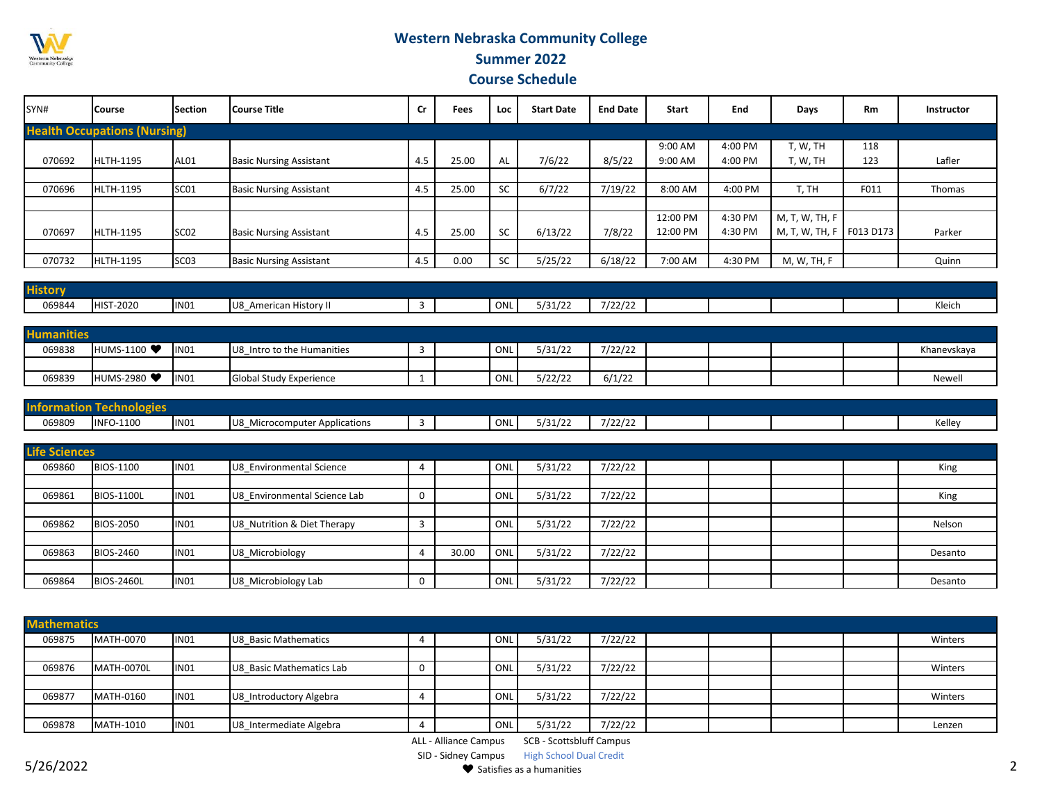# Western Nebraska Community College
## Summer 2022
## Course Schedule

| SYN# | Course | Section | Course Title | Cr | Fees | Loc | Start Date | End Date | Start | End | Days | Rm | Instructor |
|---|---|---|---|---|---|---|---|---|---|---|---|---|---|
| **Health Occupations (Nursing)** | | | | | | | | | | | | | |
| 070692 | HLTH-1195 | AL01 | Basic Nursing Assistant | 4.5 | 25.00 | AL | 7/6/22 | 8/5/22 | 9:00 AM<br>9:00 AM | 4:00 PM<br>4:00 PM | T, W, TH<br>T, W, TH | 118<br>123 | Lafler |
| 070696 | HLTH-1195 | SC01 | Basic Nursing Assistant | 4.5 | 25.00 | SC | 6/7/22 | 7/19/22 | 8:00 AM | 4:00 PM | T, TH | F011 | Thomas |
| 070697 | HLTH-1195 | SC02 | Basic Nursing Assistant | 4.5 | 25.00 | SC | 6/13/22 | 7/8/22 | 12:00 PM<br>12:00 PM | 4:30 PM<br>4:30 PM | M, T, W, TH, F<br>M, T, W, TH, F | F013 D173 | Parker |
| 070732 | HLTH-1195 | SC03 | Basic Nursing Assistant | 4.5 | 0.00 | SC | 5/25/22 | 6/18/22 | 7:00 AM | 4:30 PM | M, W, TH, F | | Quinn |
| **History** | | | | | | | | | | | | | |
| 069844 | HIST-2020 | IN01 | U8_American History II | 3 | | ONL | 5/31/22 | 7/22/22 | | | | | Kleich |
| **Humanities** | | | | | | | | | | | | | |
| 069838 | HUMS-1100 ♥ | IN01 | U8_Intro to the Humanities | 3 | | ONL | 5/31/22 | 7/22/22 | | | | | Khanevskaya |
| 069839 | HUMS-2980 ♥ | IN01 | Global Study Experience | 1 | | ONL | 5/22/22 | 6/1/22 | | | | | Newell |
| **Information Technologies** | | | | | | | | | | | | | |
| 069809 | INFO-1100 | IN01 | U8_Microcomputer Applications | 3 | | ONL | 5/31/22 | 7/22/22 | | | | | Kelley |
| **Life Sciences** | | | | | | | | | | | | | |
| 069860 | BIOS-1100 | IN01 | U8_Environmental Science | 4 | | ONL | 5/31/22 | 7/22/22 | | | | | King |
| 069861 | BIOS-1100L | IN01 | U8_Environmental Science Lab | 0 | | ONL | 5/31/22 | 7/22/22 | | | | | King |
| 069862 | BIOS-2050 | IN01 | U8_Nutrition & Diet Therapy | 3 | | ONL | 5/31/22 | 7/22/22 | | | | | Nelson |
| 069863 | BIOS-2460 | IN01 | U8_Microbiology | 4 | 30.00 | ONL | 5/31/22 | 7/22/22 | | | | | Desanto |
| 069864 | BIOS-2460L | IN01 | U8_Microbiology Lab | 0 | | ONL | 5/31/22 | 7/22/22 | | | | | Desanto |
| **Mathematics** | | | | | | | | | | | | | |
| 069875 | MATH-0070 | IN01 | U8_Basic Mathematics | 4 | | ONL | 5/31/22 | 7/22/22 | | | | | Winters |
| 069876 | MATH-0070L | IN01 | U8_Basic Mathematics Lab | 0 | | ONL | 5/31/22 | 7/22/22 | | | | | Winters |
| 069877 | MATH-0160 | IN01 | U8_Introductory Algebra | 4 | | ONL | 5/31/22 | 7/22/22 | | | | | Winters |
| 069878 | MATH-1010 | IN01 | U8_Intermediate Algebra | 4 | | ONL | 5/31/22 | 7/22/22 | | | | | Lenzen |

ALL - Alliance Campus    SCB - Scottsbluff Campus
SID - Sidney Campus    High School Dual Credit
♥ Satisfies as a humanities

5/26/2022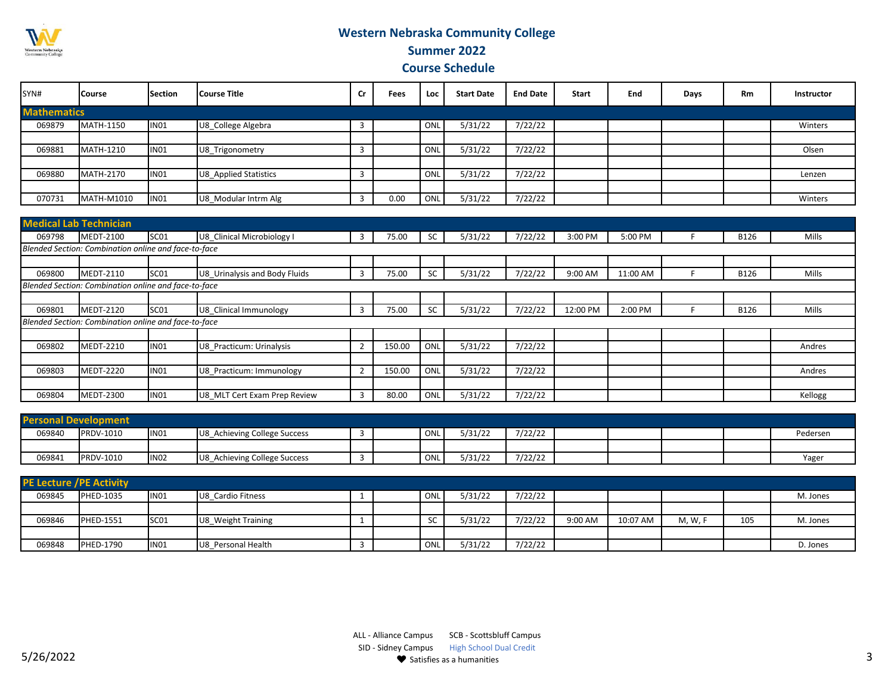# Western Nebraska Community College

## Summer 2022

## Course Schedule

| SYN# | Course | Section | Course Title | Cr | Fees | Loc | Start Date | End Date | Start | End | Days | Rm | Instructor |
|---|---|---|---|---|---|---|---|---|---|---|---|---|---|
| **Mathematics** | | | | | | | | | | | | | |
| 069879 | MATH-1150 | IN01 | U8_College Algebra | 3 | | ONL | 5/31/22 | 7/22/22 | | | | | Winters |
| 069881 | MATH-1210 | IN01 | U8_Trigonometry | 3 | | ONL | 5/31/22 | 7/22/22 | | | | | Olsen |
| 069880 | MATH-2170 | IN01 | U8_Applied Statistics | 3 | | ONL | 5/31/22 | 7/22/22 | | | | | Lenzen |
| 070731 | MATH-M1010 | IN01 | U8_Modular Intrm Alg | 3 | 0.00 | ONL | 5/31/22 | 7/22/22 | | | | | Winters |
| **Medical Lab Technician** | | | | | | | | | | | | | |
| 069798 | MEDT-2100 | SC01 | U8_Clinical Microbiology I | 3 | 75.00 | SC | 5/31/22 | 7/22/22 | 3:00 PM | 5:00 PM | F | B126 | Mills |
| *Blended Section: Combination online and face-to-face* | | | | | | | | | | | | | |
| 069800 | MEDT-2110 | SC01 | U8_Urinalysis and Body Fluids | 3 | 75.00 | SC | 5/31/22 | 7/22/22 | 9:00 AM | 11:00 AM | F | B126 | Mills |
| *Blended Section: Combination online and face-to-face* | | | | | | | | | | | | | |
| 069801 | MEDT-2120 | SC01 | U8_Clinical Immunology | 3 | 75.00 | SC | 5/31/22 | 7/22/22 | 12:00 PM | 2:00 PM | F | B126 | Mills |
| *Blended Section: Combination online and face-to-face* | | | | | | | | | | | | | |
| 069802 | MEDT-2210 | IN01 | U8_Practicum: Urinalysis | 2 | 150.00 | ONL | 5/31/22 | 7/22/22 | | | | | Andres |
| 069803 | MEDT-2220 | IN01 | U8_Practicum: Immunology | 2 | 150.00 | ONL | 5/31/22 | 7/22/22 | | | | | Andres |
| 069804 | MEDT-2300 | IN01 | U8_MLT Cert Exam Prep Review | 3 | 80.00 | ONL | 5/31/22 | 7/22/22 | | | | | Kellogg |
| **Personal Development** | | | | | | | | | | | | | |
| 069840 | PRDV-1010 | IN01 | U8_Achieving College Success | 3 | | ONL | 5/31/22 | 7/22/22 | | | | | Pedersen |
| 069841 | PRDV-1010 | IN02 | U8_Achieving College Success | 3 | | ONL | 5/31/22 | 7/22/22 | | | | | Yager |
| **PE Lecture /PE Activity** | | | | | | | | | | | | | |
| 069845 | PHED-1035 | IN01 | U8_Cardio Fitness | 1 | | ONL | 5/31/22 | 7/22/22 | | | | | M. Jones |
| 069846 | PHED-1551 | SC01 | U8_Weight Training | 1 | | SC | 5/31/22 | 7/22/22 | 9:00 AM | 10:07 AM | M, W, F | 105 | M. Jones |
| 069848 | PHED-1790 | IN01 | U8_Personal Health | 3 | | ONL | 5/31/22 | 7/22/22 | | | | | D. Jones |

ALL - Alliance Campus SCB - Scottsbluff Campus
SID - Sidney Campus High School Dual Credit
♥ Satisfies as a humanities

5/26/2022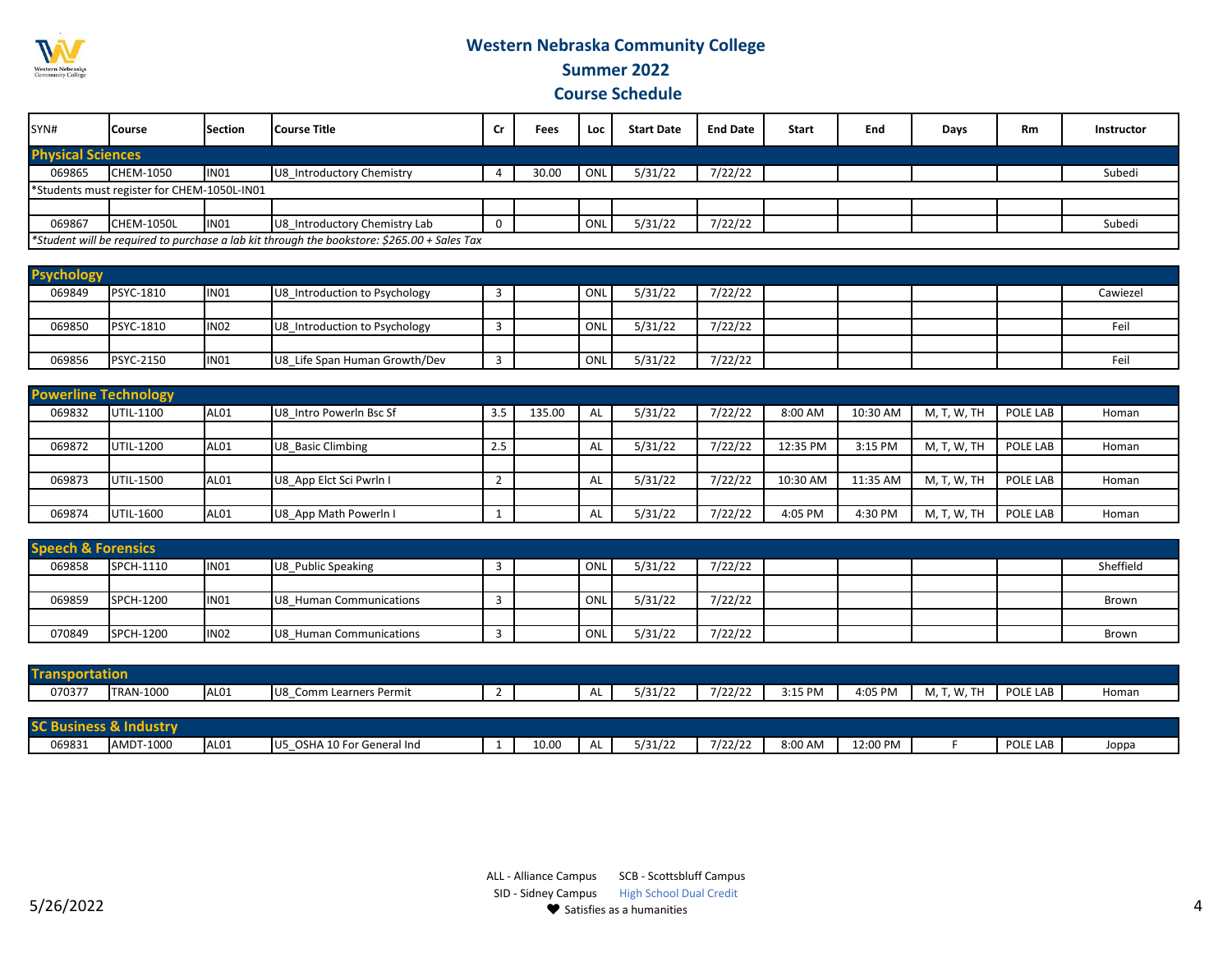# Western Nebraska Community College

## Summer 2022

## Course Schedule

| SYN# | Course | Section | Course Title | Cr | Fees | Loc | Start Date | End Date | Start | End | Days | Rm | Instructor |
|---|---|---|---|---|---|---|---|---|---|---|---|---|---|
| **Physical Sciences** | | | | | | | | | | | | | |
| 069865 | CHEM-1050 | IN01 | U8_Introductory Chemistry | 4 | 30.00 | ONL | 5/31/22 | 7/22/22 | | | | | Subedi |
| *Students must register for CHEM-1050L-IN01 | | | | | | | | | | | | | |
| 069867 | CHEM-1050L | IN01 | U8_Introductory Chemistry Lab | 0 | | ONL | 5/31/22 | 7/22/22 | | | | | Subedi |
| *Student will be required to purchase a lab kit through the bookstore: $265.00 + Sales Tax* | | | | | | | | | | | | | |
| **Psychology** | | | | | | | | | | | | | |
| 069849 | PSYC-1810 | IN01 | U8_Introduction to Psychology | 3 | | ONL | 5/31/22 | 7/22/22 | | | | | Cawiezel |
| 069850 | PSYC-1810 | IN02 | U8_Introduction to Psychology | 3 | | ONL | 5/31/22 | 7/22/22 | | | | | Feil |
| 069856 | PSYC-2150 | IN01 | U8_Life Span Human Growth/Dev | 3 | | ONL | 5/31/22 | 7/22/22 | | | | | Feil |
| **Powerline Technology** | | | | | | | | | | | | | |
| 069832 | UTIL-1100 | AL01 | U8_Intro Powerln Bsc Sf | 3.5 | 135.00 | AL | 5/31/22 | 7/22/22 | 8:00 AM | 10:30 AM | M, T, W, TH | POLE LAB | Homan |
| 069872 | UTIL-1200 | AL01 | U8_Basic Climbing | 2.5 | | AL | 5/31/22 | 7/22/22 | 12:35 PM | 3:15 PM | M, T, W, TH | POLE LAB | Homan |
| 069873 | UTIL-1500 | AL01 | U8_App Elct Sci Pwrln I | 2 | | AL | 5/31/22 | 7/22/22 | 10:30 AM | 11:35 AM | M, T, W, TH | POLE LAB | Homan |
| 069874 | UTIL-1600 | AL01 | U8_App Math Powerln I | 1 | | AL | 5/31/22 | 7/22/22 | 4:05 PM | 4:30 PM | M, T, W, TH | POLE LAB | Homan |
| **Speech & Forensics** | | | | | | | | | | | | | |
| 069858 | SPCH-1110 | IN01 | U8_Public Speaking | 3 | | ONL | 5/31/22 | 7/22/22 | | | | | Sheffield |
| 069859 | SPCH-1200 | IN01 | U8_Human Communications | 3 | | ONL | 5/31/22 | 7/22/22 | | | | | Brown |
| 070849 | SPCH-1200 | IN02 | U8_Human Communications | 3 | | ONL | 5/31/22 | 7/22/22 | | | | | Brown |
| **Transportation** | | | | | | | | | | | | | |
| 070377 | TRAN-1000 | AL01 | U8_Comm Learners Permit | 2 | | AL | 5/31/22 | 7/22/22 | 3:15 PM | 4:05 PM | M, T, W, TH | POLE LAB | Homan |
| **SC Business & Industry** | | | | | | | | | | | | | |
| 069831 | AMDT-1000 | AL01 | U5_OSHA 10 For General Ind | 1 | 10.00 | AL | 5/31/22 | 7/22/22 | 8:00 AM | 12:00 PM | F | POLE LAB | Joppa |

ALL - Alliance Campus  SCB - Scottsbluff Campus
SID - Sidney Campus  High School Dual Credit
♥ Satisfies as a humanities

5/26/2022